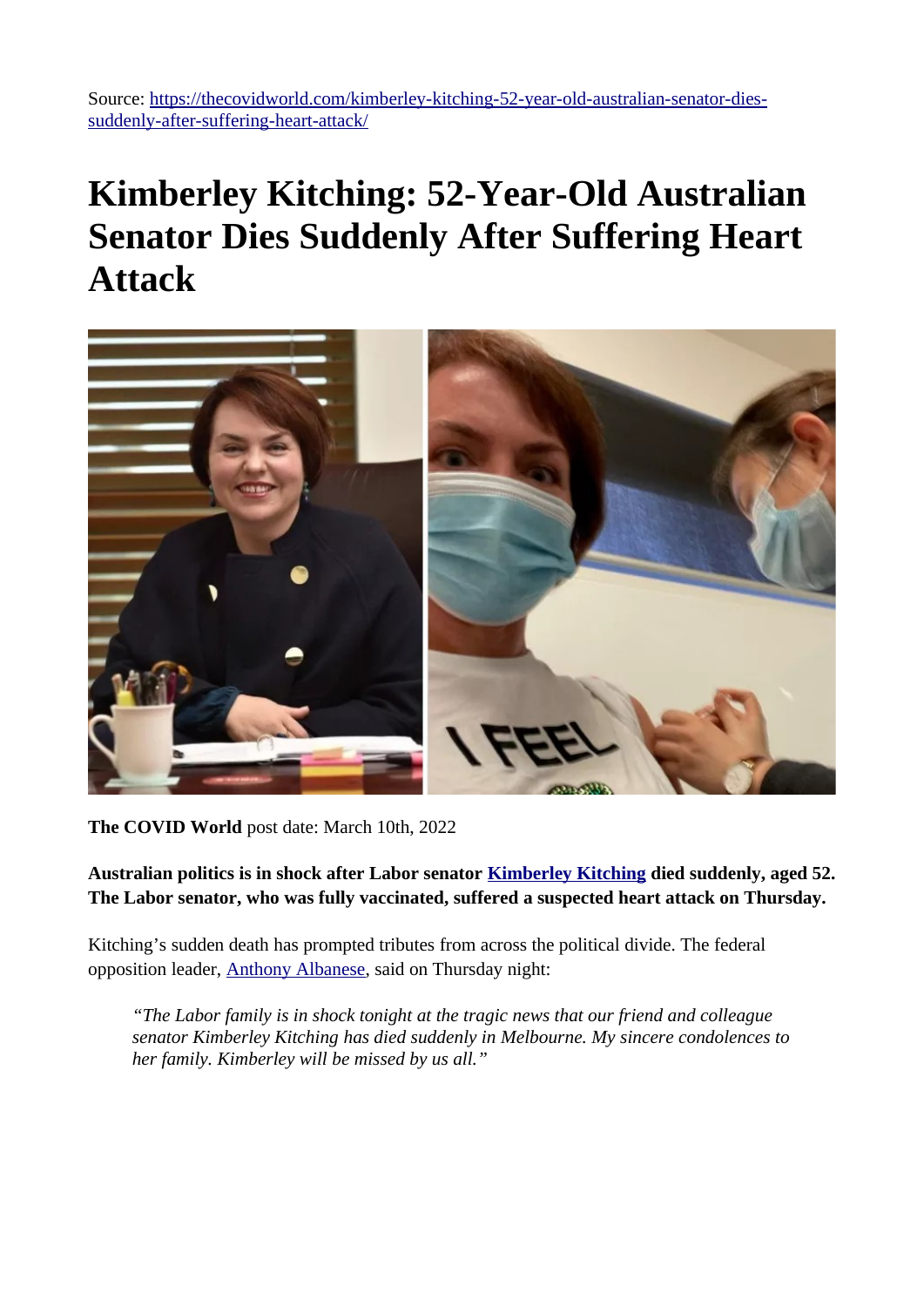Source: [https://thecovidworld.com/kimberley-kitching-52-year-old-australian-senator-dies-suddenly-after-suffering-heart-attack/](https://thecovidworld.com/kimberley-kitching-52-year-old-australian-senator-dies-suddenly-after-suffering-heart-attack/)

# Kimberley Kitching: 52-Year-Old Australian Senator Dies Suddenly After Suffering Heart Attack

**The COVID World** post date: March 10th, 2022

**Australian politics is in shock after Labor senator [Kimberley Kitching](#) died suddenly, aged 52. The Labor senator, who was fully vaccinated, suffered a suspected heart attack on Thursday.**

Kitching's sudden death has prompted tributes from across the political divide. The federal opposition leader, [Anthony Albanese](#), said on Thursday night:

> *"The Labor family is in shock tonight at the tragic news that our friend and colleague senator Kimberley Kitching has died suddenly in Melbourne. My sincere condolences to her family. Kimberley will be missed by us all."*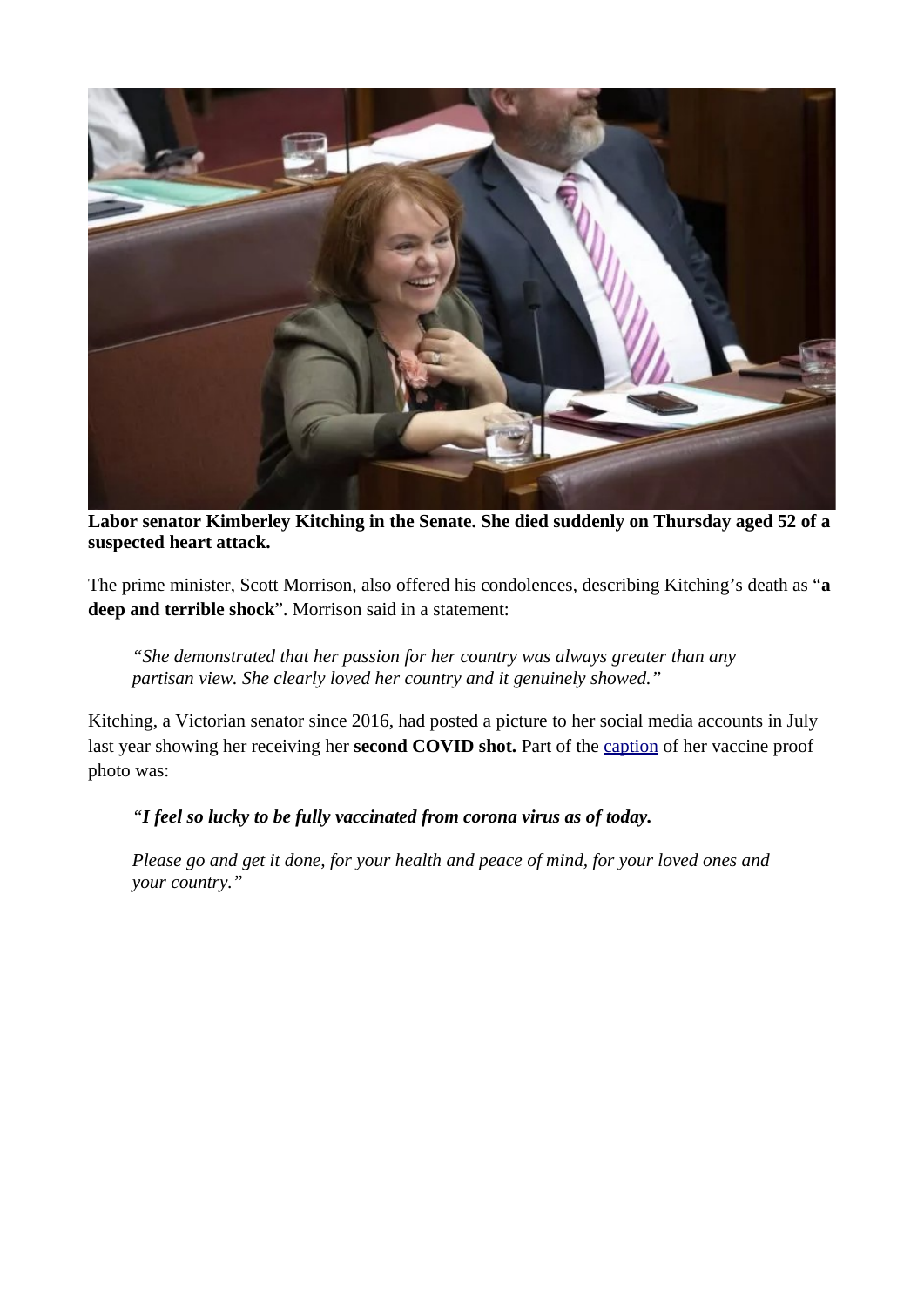**Labor senator Kimberley Kitching in the Senate. She died suddenly on Thursday aged 52 of a suspected heart attack.**

The prime minister, Scott Morrison, also offered his condolences, describing Kitching's death as "**a deep and terrible shock**". Morrison said in a statement:

> *"She demonstrated that her passion for her country was always greater than any partisan view. She clearly loved her country and it genuinely showed."*

Kitching, a Victorian senator since 2016, had posted a picture to her social media accounts in July last year showing her receiving her **second COVID shot.** Part of the caption of her vaccine proof photo was:

> *"**I feel so lucky to be fully vaccinated from corona virus as of today.***
>
> *Please go and get it done, for your health and peace of mind, for your loved ones and your country."*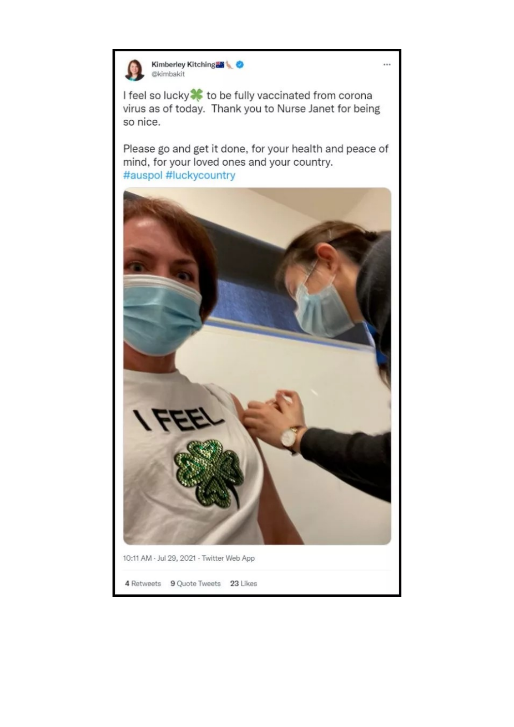Kimberley Kitching 🇦🇺🦘
@kimbakit

I feel so lucky☘️ to be fully vaccinated from corona virus as of today. Thank you to Nurse Janet for being so nice.

Please go and get it done, for your health and peace of mind, for your loved ones and your country.
#auspol #luckycountry

10:11 AM · Jul 29, 2021 · Twitter Web App

4 Retweets 9 Quote Tweets 23 Likes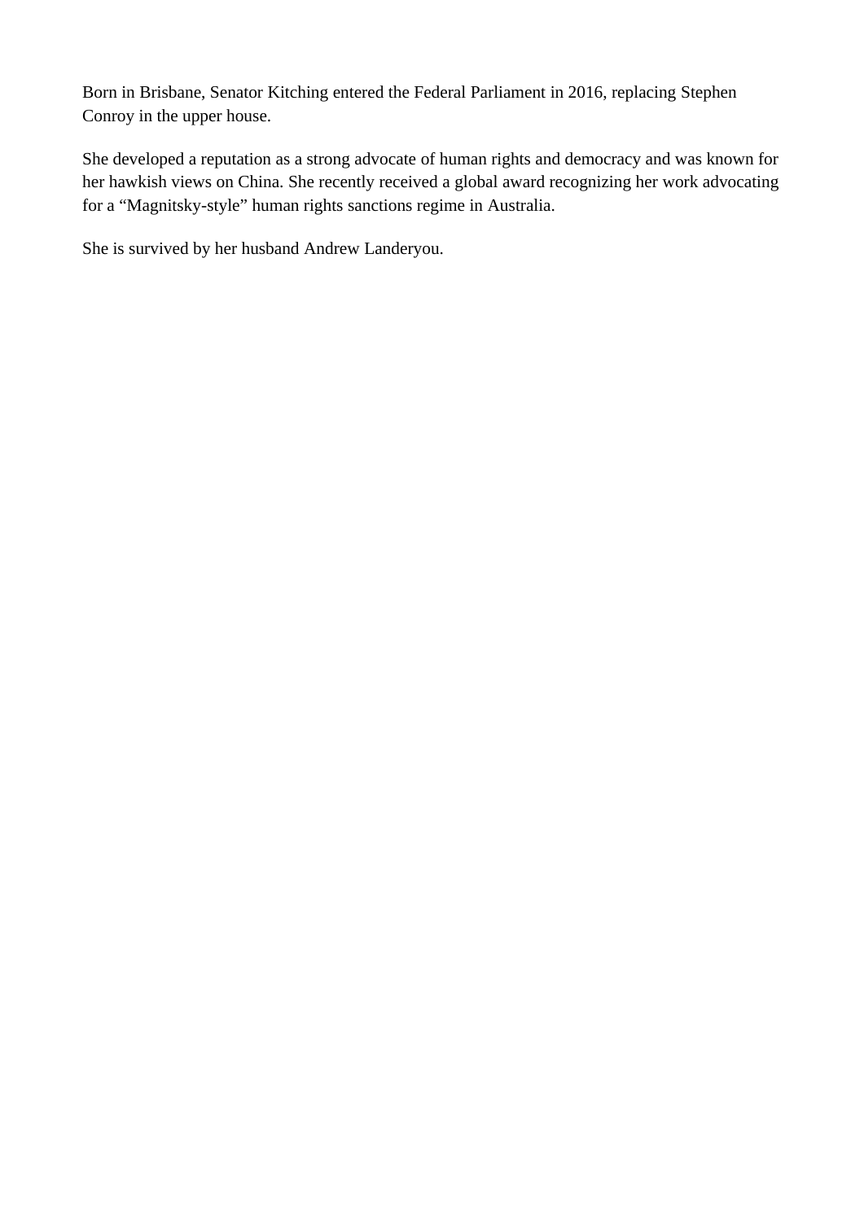Born in Brisbane, Senator Kitching entered the Federal Parliament in 2016, replacing Stephen Conroy in the upper house.

She developed a reputation as a strong advocate of human rights and democracy and was known for her hawkish views on China. She recently received a global award recognizing her work advocating for a "Magnitsky-style" human rights sanctions regime in Australia.

She is survived by her husband Andrew Landeryou.